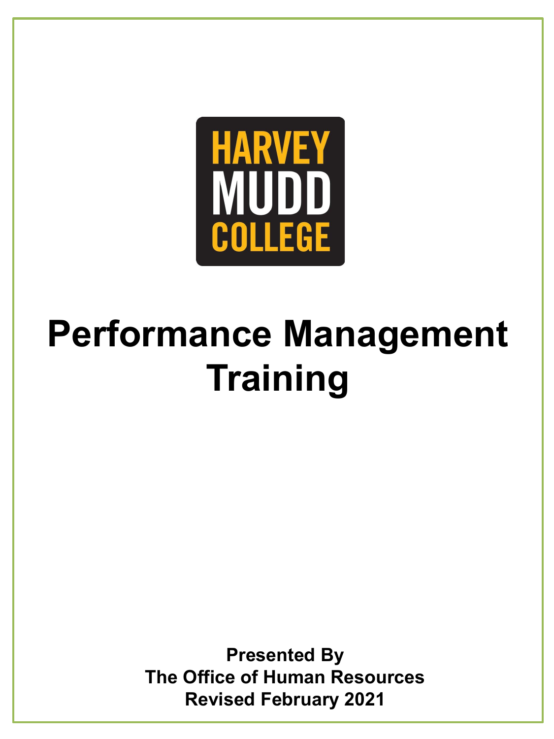HARVEY MUDD COLLEGE

# Performance Management Training

**Presented By**
**The Office of Human Resources**
**Revised February 2021**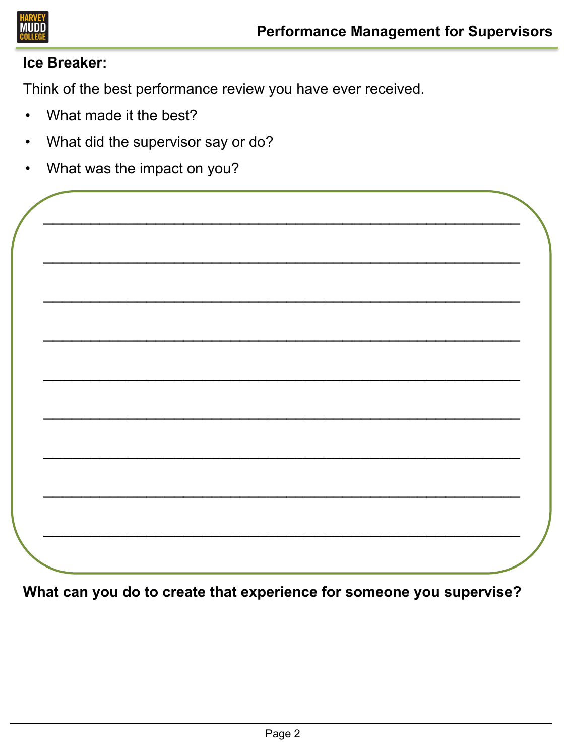**Ice Breaker:**

Think of the best performance review you have ever received.

- What made it the best?
- What did the supervisor say or do?
- What was the impact on you?

\_\_\_\_\_\_\_\_\_\_\_\_\_\_\_\_\_\_\_\_\_\_\_\_\_\_\_\_\_\_\_\_\_\_\_\_\_\_\_\_\_\_\_\_\_\_\_\_\_\_\_\_\_\_\_\_\_\_

\_\_\_\_\_\_\_\_\_\_\_\_\_\_\_\_\_\_\_\_\_\_\_\_\_\_\_\_\_\_\_\_\_\_\_\_\_\_\_\_\_\_\_\_\_\_\_\_\_\_\_\_\_\_\_\_\_\_

\_\_\_\_\_\_\_\_\_\_\_\_\_\_\_\_\_\_\_\_\_\_\_\_\_\_\_\_\_\_\_\_\_\_\_\_\_\_\_\_\_\_\_\_\_\_\_\_\_\_\_\_\_\_\_\_\_\_

\_\_\_\_\_\_\_\_\_\_\_\_\_\_\_\_\_\_\_\_\_\_\_\_\_\_\_\_\_\_\_\_\_\_\_\_\_\_\_\_\_\_\_\_\_\_\_\_\_\_\_\_\_\_\_\_\_\_

\_\_\_\_\_\_\_\_\_\_\_\_\_\_\_\_\_\_\_\_\_\_\_\_\_\_\_\_\_\_\_\_\_\_\_\_\_\_\_\_\_\_\_\_\_\_\_\_\_\_\_\_\_\_\_\_\_\_

\_\_\_\_\_\_\_\_\_\_\_\_\_\_\_\_\_\_\_\_\_\_\_\_\_\_\_\_\_\_\_\_\_\_\_\_\_\_\_\_\_\_\_\_\_\_\_\_\_\_\_\_\_\_\_\_\_\_

\_\_\_\_\_\_\_\_\_\_\_\_\_\_\_\_\_\_\_\_\_\_\_\_\_\_\_\_\_\_\_\_\_\_\_\_\_\_\_\_\_\_\_\_\_\_\_\_\_\_\_\_\_\_\_\_\_\_

\_\_\_\_\_\_\_\_\_\_\_\_\_\_\_\_\_\_\_\_\_\_\_\_\_\_\_\_\_\_\_\_\_\_\_\_\_\_\_\_\_\_\_\_\_\_\_\_\_\_\_\_\_\_\_\_\_\_

\_\_\_\_\_\_\_\_\_\_\_\_\_\_\_\_\_\_\_\_\_\_\_\_\_\_\_\_\_\_\_\_\_\_\_\_\_\_\_\_\_\_\_\_\_\_\_\_\_\_\_\_\_\_\_\_\_\_

**What can you do to create that experience for someone you supervise?**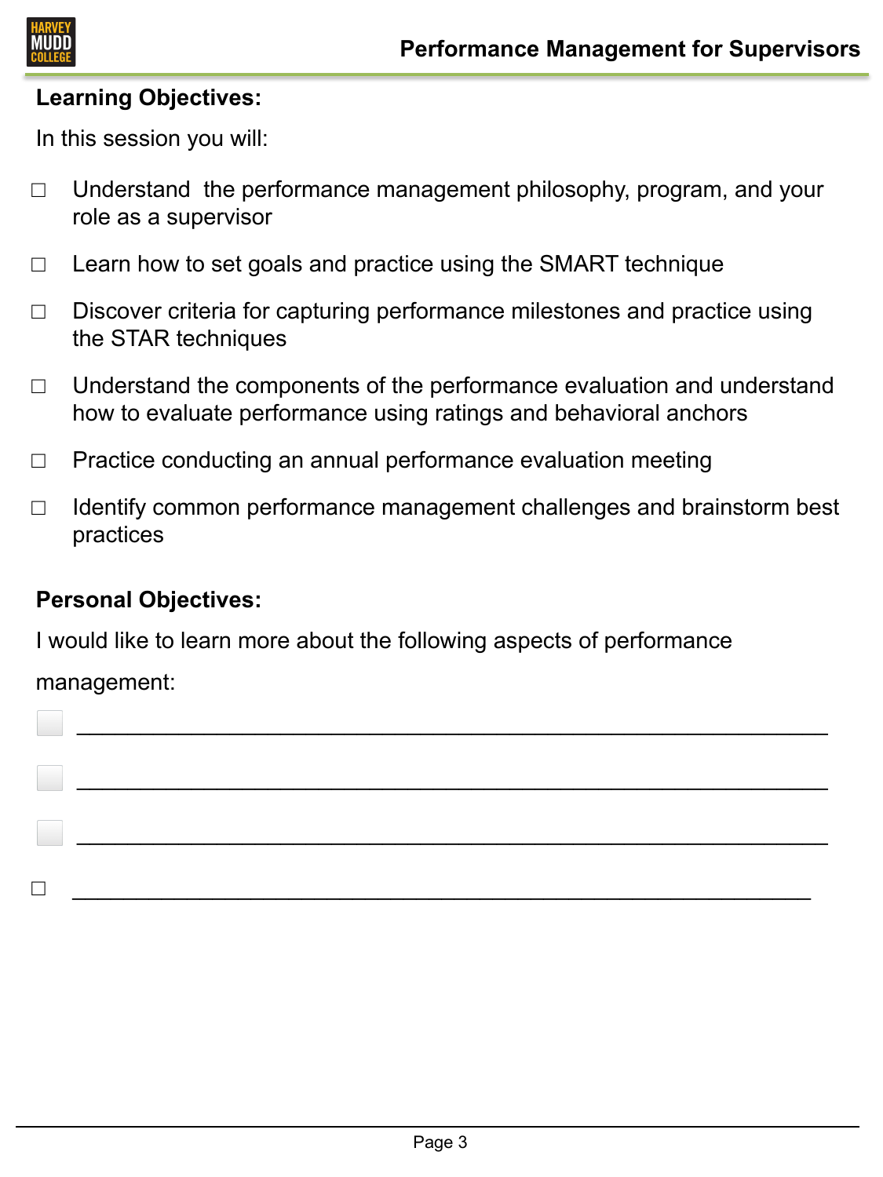**Learning Objectives:**

In this session you will:

- ☐ Understand the performance management philosophy, program, and your role as a supervisor
- ☐ Learn how to set goals and practice using the SMART technique
- ☐ Discover criteria for capturing performance milestones and practice using the STAR techniques
- ☐ Understand the components of the performance evaluation and understand how to evaluate performance using ratings and behavioral anchors
- ☐ Practice conducting an annual performance evaluation meeting
- ☐ Identify common performance management challenges and brainstorm best practices

**Personal Objectives:**

I would like to learn more about the following aspects of performance management:

- ☐ ____________________________________________________________
- ☐ ____________________________________________________________
- ☐ ____________________________________________________________
- ☐ ____________________________________________________________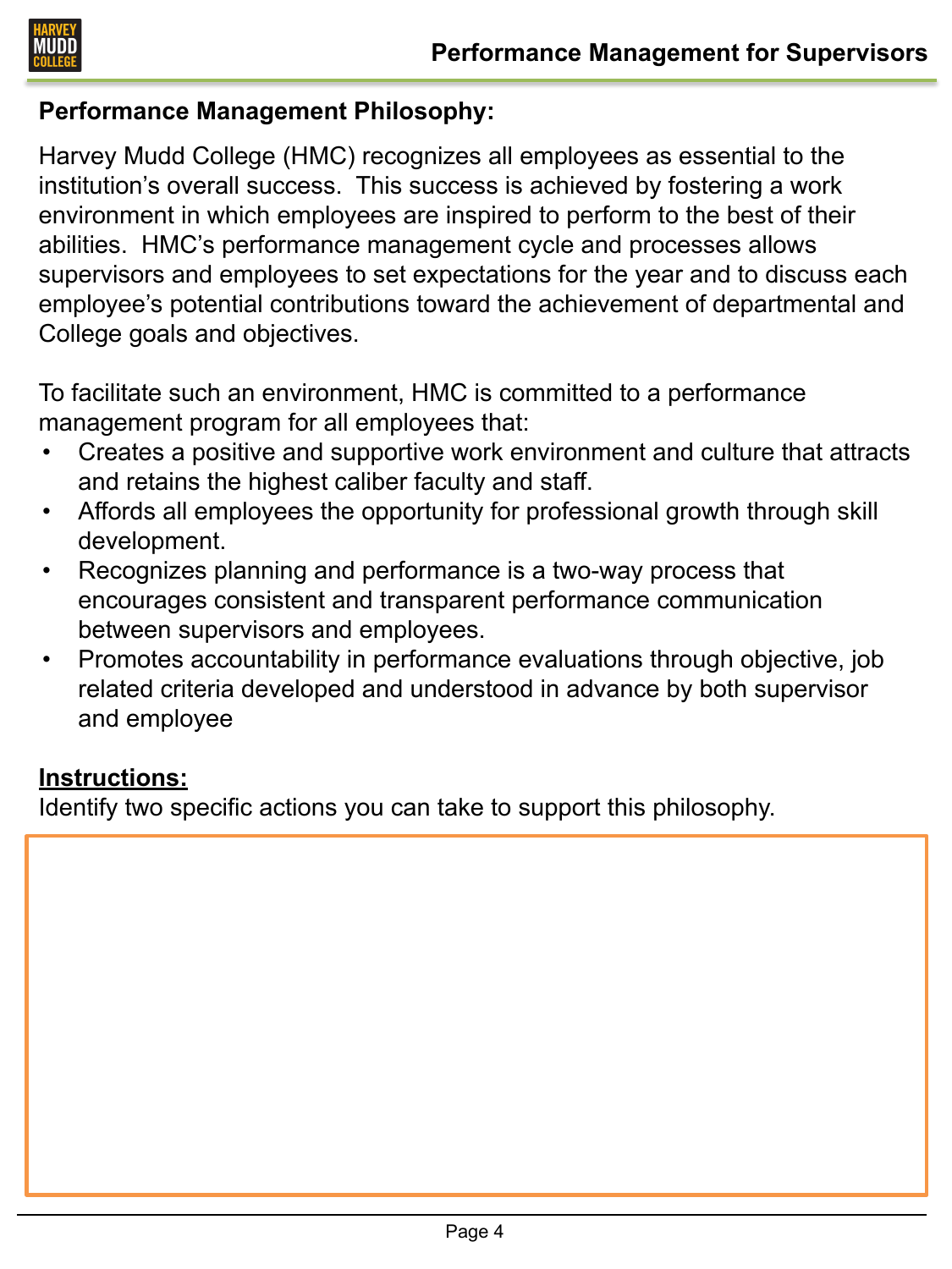**Performance Management Philosophy:**

Harvey Mudd College (HMC) recognizes all employees as essential to the institution's overall success. This success is achieved by fostering a work environment in which employees are inspired to perform to the best of their abilities. HMC's performance management cycle and processes allows supervisors and employees to set expectations for the year and to discuss each employee's potential contributions toward the achievement of departmental and College goals and objectives.

To facilitate such an environment, HMC is committed to a performance management program for all employees that:

- Creates a positive and supportive work environment and culture that attracts and retains the highest caliber faculty and staff.
- Affords all employees the opportunity for professional growth through skill development.
- Recognizes planning and performance is a two-way process that encourages consistent and transparent performance communication between supervisors and employees.
- Promotes accountability in performance evaluations through objective, job related criteria developed and understood in advance by both supervisor and employee

**Instructions:**

Identify two specific actions you can take to support this philosophy.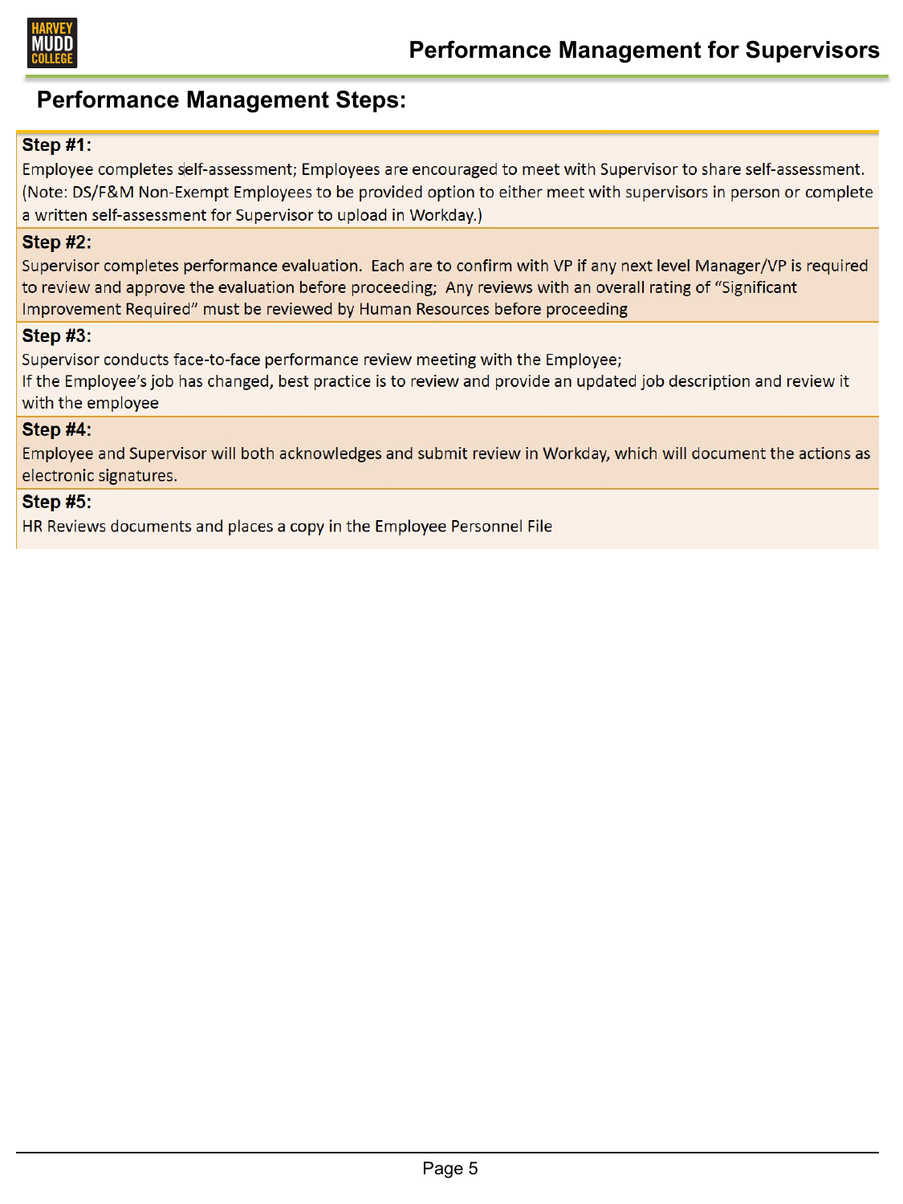## Performance Management Steps:

**Step #1:**

Employee completes self-assessment; Employees are encouraged to meet with Supervisor to share self-assessment. (Note: DS/F&M Non-Exempt Employees to be provided option to either meet with supervisors in person or complete a written self-assessment for Supervisor to upload in Workday.)

**Step #2:**

Supervisor completes performance evaluation. Each are to confirm with VP if any next level Manager/VP is required to review and approve the evaluation before proceeding; Any reviews with an overall rating of "Significant Improvement Required" must be reviewed by Human Resources before proceeding

**Step #3:**

Supervisor conducts face-to-face performance review meeting with the Employee;
If the Employee's job has changed, best practice is to review and provide an updated job description and review it with the employee

**Step #4:**

Employee and Supervisor will both acknowledges and submit review in Workday, which will document the actions as electronic signatures.

**Step #5:**

HR Reviews documents and places a copy in the Employee Personnel File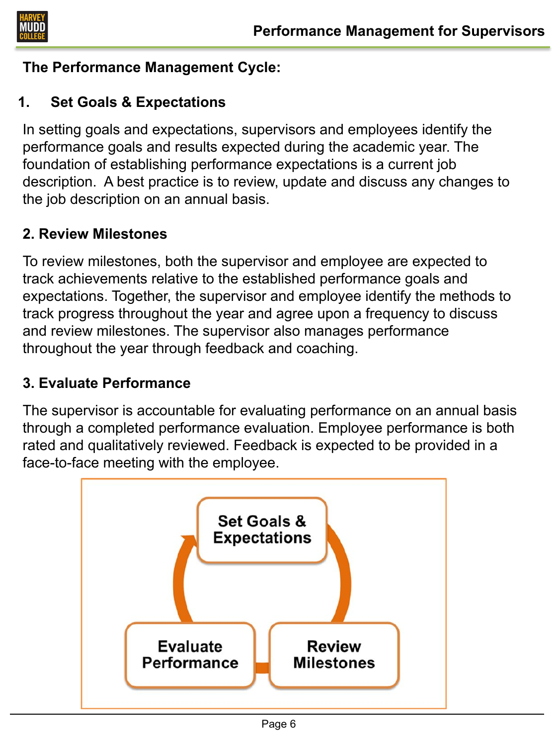## The Performance Management Cycle:

### 1. Set Goals & Expectations

In setting goals and expectations, supervisors and employees identify the performance goals and results expected during the academic year. The foundation of establishing performance expectations is a current job description. A best practice is to review, update and discuss any changes to the job description on an annual basis.

### 2. Review Milestones

To review milestones, both the supervisor and employee are expected to track achievements relative to the established performance goals and expectations. Together, the supervisor and employee identify the methods to track progress throughout the year and agree upon a frequency to discuss and review milestones. The supervisor also manages performance throughout the year through feedback and coaching.

### 3. Evaluate Performance

The supervisor is accountable for evaluating performance on an annual basis through a completed performance evaluation. Employee performance is both rated and qualitatively reviewed. Feedback is expected to be provided in a face-to-face meeting with the employee.

Set Goals & Expectations → Review Milestones → Evaluate Performance → Set Goals & Expectations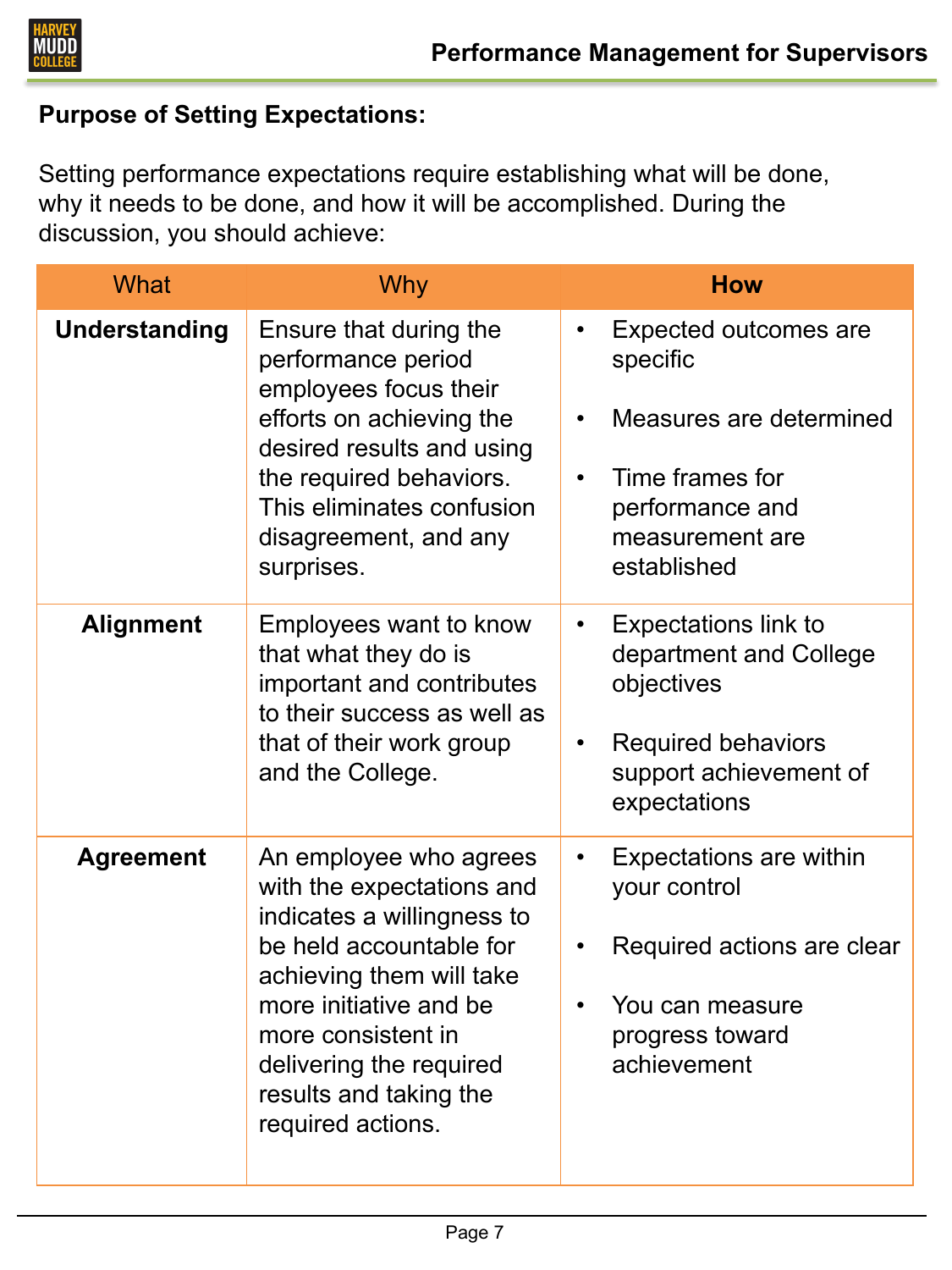**Purpose of Setting Expectations:**

Setting performance expectations require establishing what will be done, why it needs to be done, and how it will be accomplished. During the discussion, you should achieve:

| What | Why | **How** |
|---|---|---|
| **Understanding** | Ensure that during the performance period employees focus their efforts on achieving the desired results and using the required behaviors. This eliminates confusion disagreement, and any surprises. | • Expected outcomes are specific<br>• Measures are determined<br>• Time frames for performance and measurement are established |
| **Alignment** | Employees want to know that what they do is important and contributes to their success as well as that of their work group and the College. | • Expectations link to department and College objectives<br>• Required behaviors support achievement of expectations |
| **Agreement** | An employee who agrees with the expectations and indicates a willingness to be held accountable for achieving them will take more initiative and be more consistent in delivering the required results and taking the required actions. | • Expectations are within your control<br>• Required actions are clear<br>• You can measure progress toward achievement |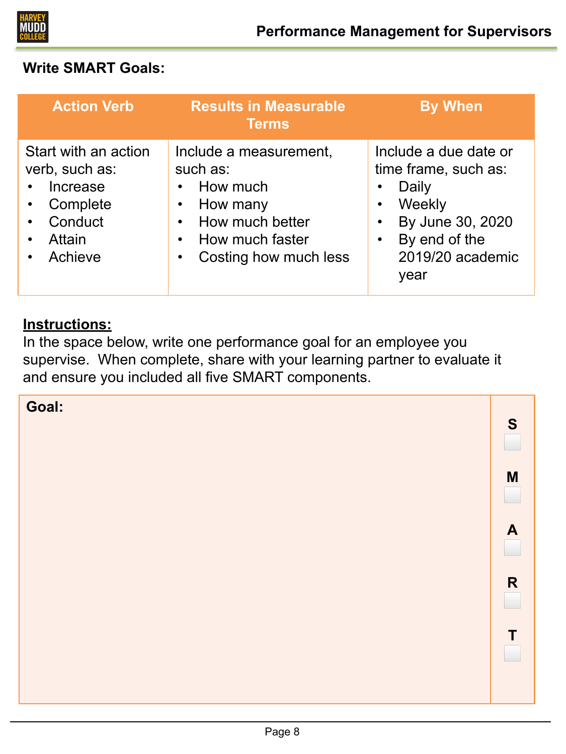## Write SMART Goals:

| Action Verb | Results in Measurable Terms | By When |
|---|---|---|
| Start with an action verb, such as: <br>• Increase <br>• Complete <br>• Conduct <br>• Attain <br>• Achieve | Include a measurement, such as: <br>• How much <br>• How many <br>• How much better <br>• How much faster <br>• Costing how much less | Include a due date or time frame, such as: <br>• Daily <br>• Weekly <br>• By June 30, 2020 <br>• By end of the 2019/20 academic year |

**Instructions:**

In the space below, write one performance goal for an employee you supervise. When complete, share with your learning partner to evaluate it and ensure you included all five SMART components.

| Goal: | |
|---|---|
| | **S** ☐ <br> **M** ☐ <br> **A** ☐ <br> **R** ☐ <br> **T** ☐ |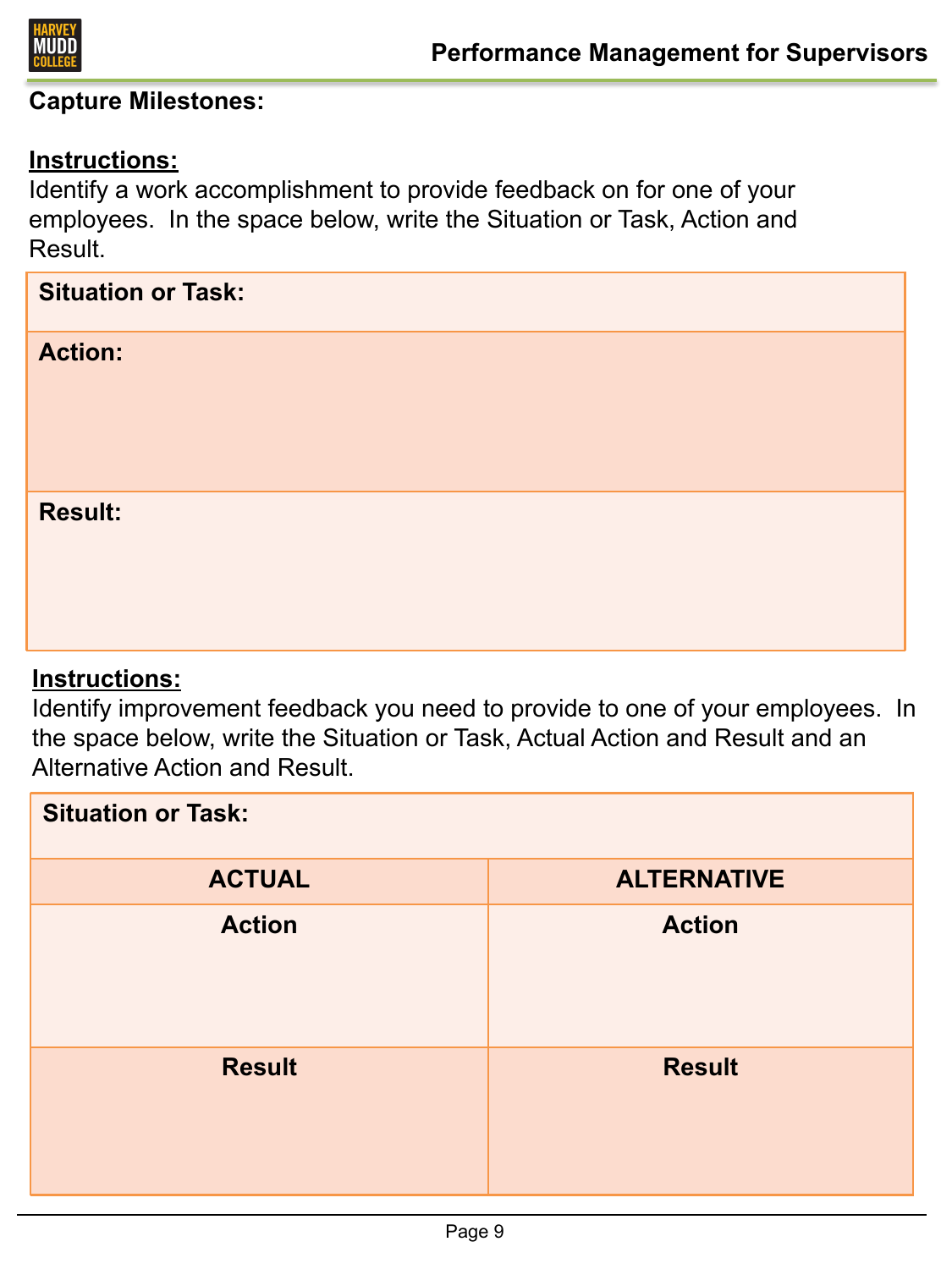**Capture Milestones:**

**Instructions:**

Identify a work accomplishment to provide feedback on for one of your employees. In the space below, write the Situation or Task, Action and Result.

| **Situation or Task:** |
| --- |
| **Action:** |
| **Result:** |

**Instructions:**

Identify improvement feedback you need to provide to one of your employees. In the space below, write the Situation or Task, Actual Action and Result and an Alternative Action and Result.

| **Situation or Task:** | |
| --- | --- |
| **ACTUAL** | **ALTERNATIVE** |
| **Action** | **Action** |
| **Result** | **Result** |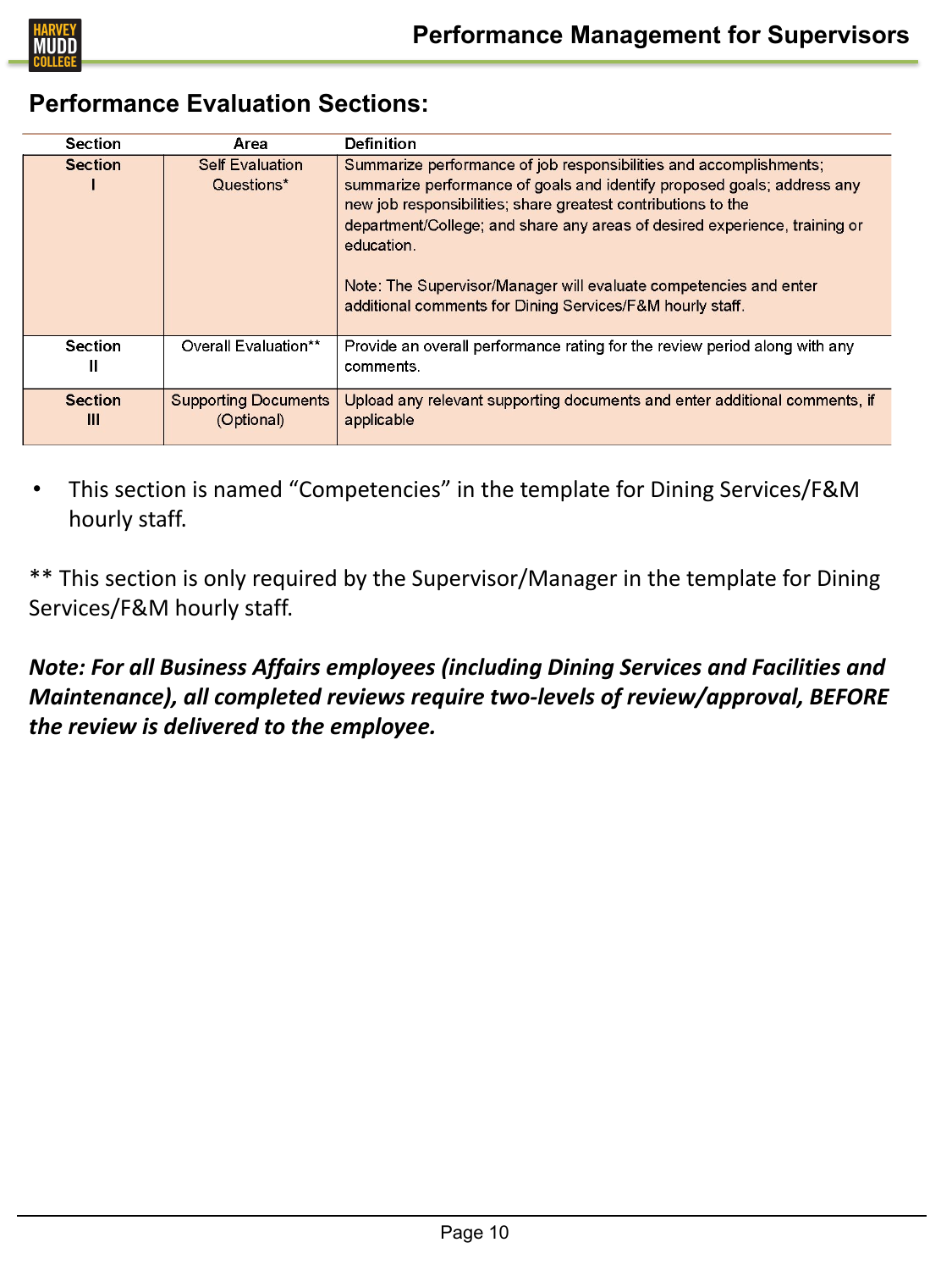## Performance Evaluation Sections:

| Section | Area | Definition |
| --- | --- | --- |
| Section I | Self Evaluation Questions* | Summarize performance of job responsibilities and accomplishments; summarize performance of goals and identify proposed goals; address any new job responsibilities; share greatest contributions to the department/College; and share any areas of desired experience, training or education.<br><br>Note: The Supervisor/Manager will evaluate competencies and enter additional comments for Dining Services/F&M hourly staff. |
| Section II | Overall Evaluation** | Provide an overall performance rating for the review period along with any comments. |
| Section III | Supporting Documents (Optional) | Upload any relevant supporting documents and enter additional comments, if applicable |

- This section is named "Competencies" in the template for Dining Services/F&M hourly staff.

** This section is only required by the Supervisor/Manager in the template for Dining Services/F&M hourly staff.

***Note: For all Business Affairs employees (including Dining Services and Facilities and Maintenance), all completed reviews require two-levels of review/approval, BEFORE the review is delivered to the employee.***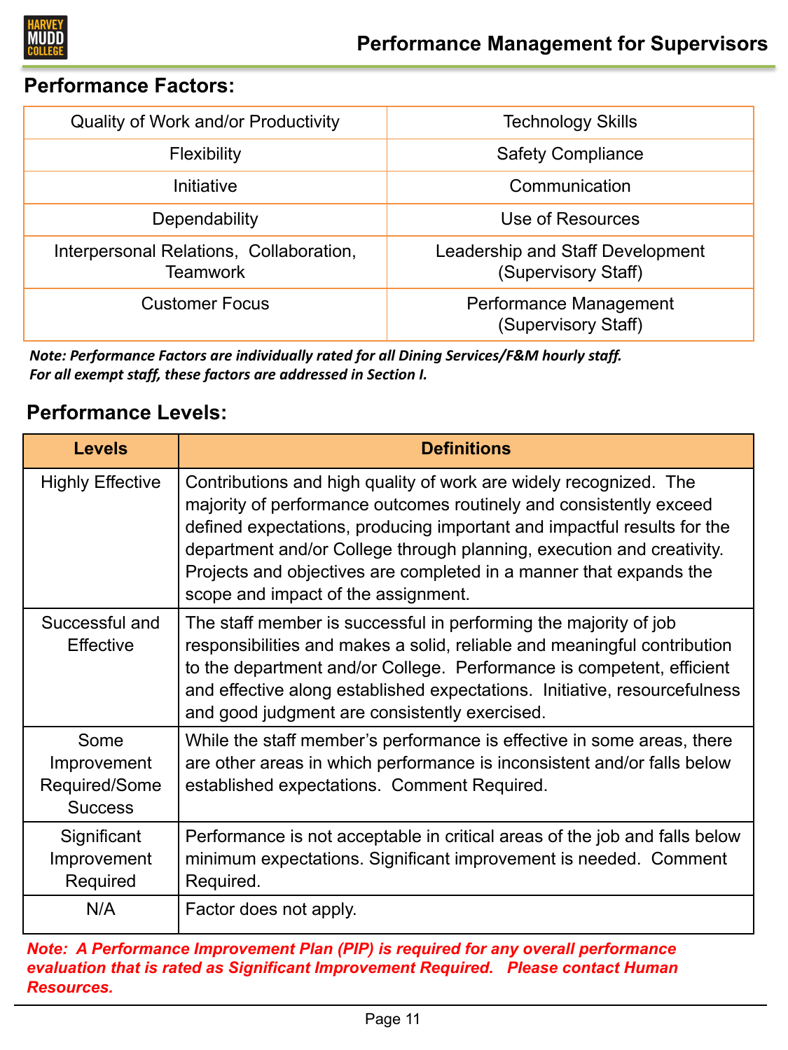## Performance Factors:

| | |
|---|---|
| Quality of Work and/or Productivity | Technology Skills |
| Flexibility | Safety Compliance |
| Initiative | Communication |
| Dependability | Use of Resources |
| Interpersonal Relations, Collaboration, Teamwork | Leadership and Staff Development (Supervisory Staff) |
| Customer Focus | Performance Management (Supervisory Staff) |

***Note: Performance Factors are individually rated for all Dining Services/F&M hourly staff. For all exempt staff, these factors are addressed in Section I.***

## Performance Levels:

| Levels | Definitions |
|---|---|
| Highly Effective | Contributions and high quality of work are widely recognized. The majority of performance outcomes routinely and consistently exceed defined expectations, producing important and impactful results for the department and/or College through planning, execution and creativity. Projects and objectives are completed in a manner that expands the scope and impact of the assignment. |
| Successful and Effective | The staff member is successful in performing the majority of job responsibilities and makes a solid, reliable and meaningful contribution to the department and/or College. Performance is competent, efficient and effective along established expectations. Initiative, resourcefulness and good judgment are consistently exercised. |
| Some Improvement Required/Some Success | While the staff member's performance is effective in some areas, there are other areas in which performance is inconsistent and/or falls below established expectations. Comment Required. |
| Significant Improvement Required | Performance is not acceptable in critical areas of the job and falls below minimum expectations. Significant improvement is needed. Comment Required. |
| N/A | Factor does not apply. |

***Note: A Performance Improvement Plan (PIP) is required for any overall performance evaluation that is rated as Significant Improvement Required. Please contact Human Resources.***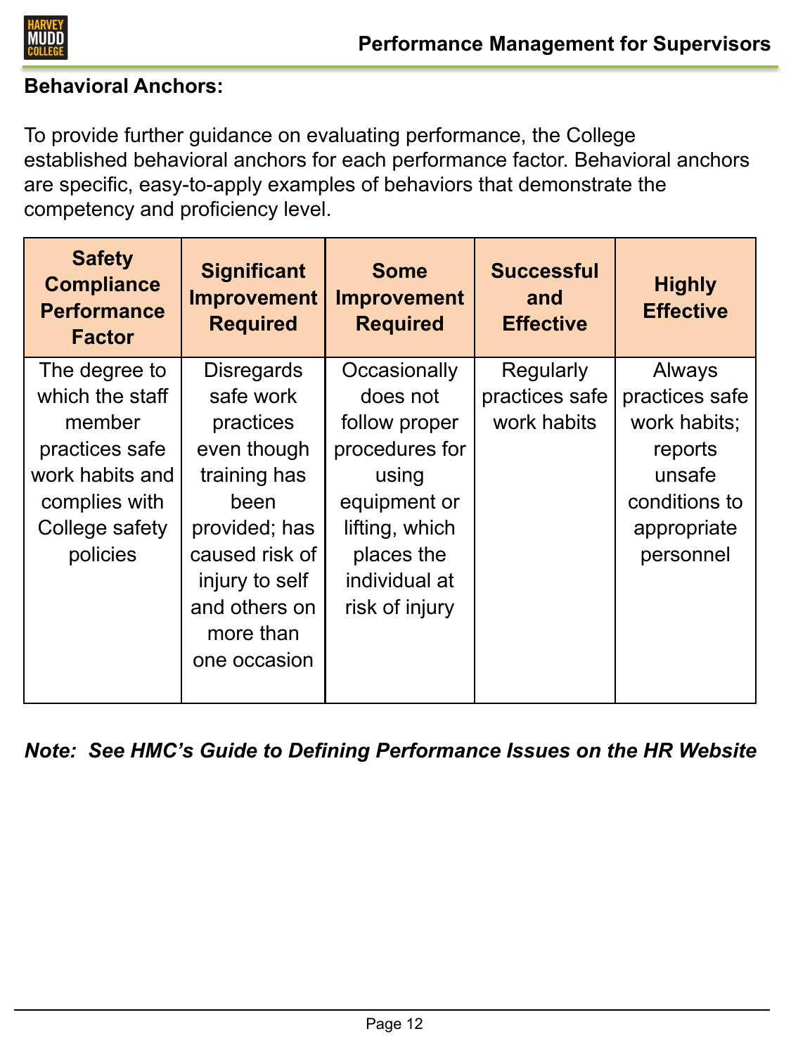**Behavioral Anchors:**

To provide further guidance on evaluating performance, the College established behavioral anchors for each performance factor. Behavioral anchors are specific, easy-to-apply examples of behaviors that demonstrate the competency and proficiency level.

| Safety Compliance Performance Factor | Significant Improvement Required | Some Improvement Required | Successful and Effective | Highly Effective |
|---|---|---|---|---|
| The degree to which the staff member practices safe work habits and complies with College safety policies | Disregards safe work practices even though training has been provided; has caused risk of injury to self and others on more than one occasion | Occasionally does not follow proper procedures for using equipment or lifting, which places the individual at risk of injury | Regularly practices safe work habits | Always practices safe work habits; reports unsafe conditions to appropriate personnel |

***Note: See HMC's Guide to Defining Performance Issues on the HR Website***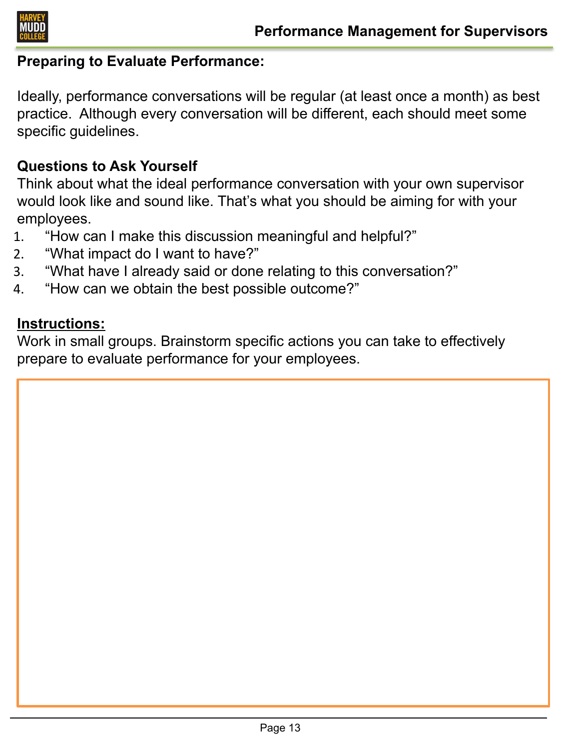## Preparing to Evaluate Performance:

Ideally, performance conversations will be regular (at least once a month) as best practice. Although every conversation will be different, each should meet some specific guidelines.

### Questions to Ask Yourself

Think about what the ideal performance conversation with your own supervisor would look like and sound like. That's what you should be aiming for with your employees.

1. "How can I make this discussion meaningful and helpful?"
2. "What impact do I want to have?"
3. "What have I already said or done relating to this conversation?"
4. "How can we obtain the best possible outcome?"

**Instructions:**

Work in small groups. Brainstorm specific actions you can take to effectively prepare to evaluate performance for your employees.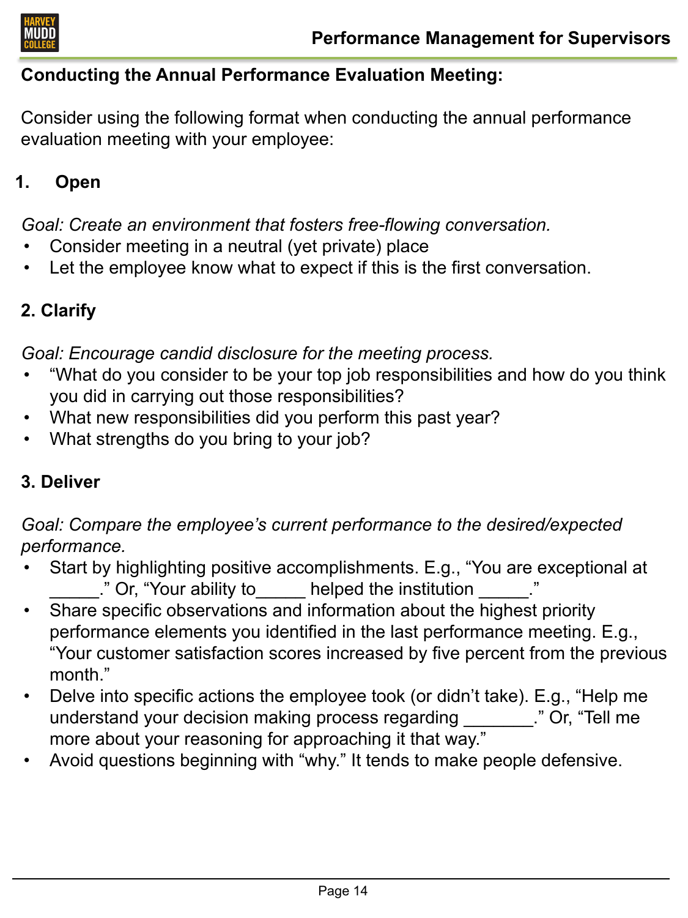## Conducting the Annual Performance Evaluation Meeting:

Consider using the following format when conducting the annual performance evaluation meeting with your employee:

### 1. Open

*Goal: Create an environment that fosters free-flowing conversation.*

- Consider meeting in a neutral (yet private) place
- Let the employee know what to expect if this is the first conversation.

### 2. Clarify

*Goal: Encourage candid disclosure for the meeting process.*

- "What do you consider to be your top job responsibilities and how do you think you did in carrying out those responsibilities?
- What new responsibilities did you perform this past year?
- What strengths do you bring to your job?

### 3. Deliver

*Goal: Compare the employee's current performance to the desired/expected performance.*

- Start by highlighting positive accomplishments. E.g., "You are exceptional at _____." Or, "Your ability to_____ helped the institution _____."
- Share specific observations and information about the highest priority performance elements you identified in the last performance meeting. E.g., "Your customer satisfaction scores increased by five percent from the previous month."
- Delve into specific actions the employee took (or didn't take). E.g., "Help me understand your decision making process regarding _______." Or, "Tell me more about your reasoning for approaching it that way."
- Avoid questions beginning with "why." It tends to make people defensive.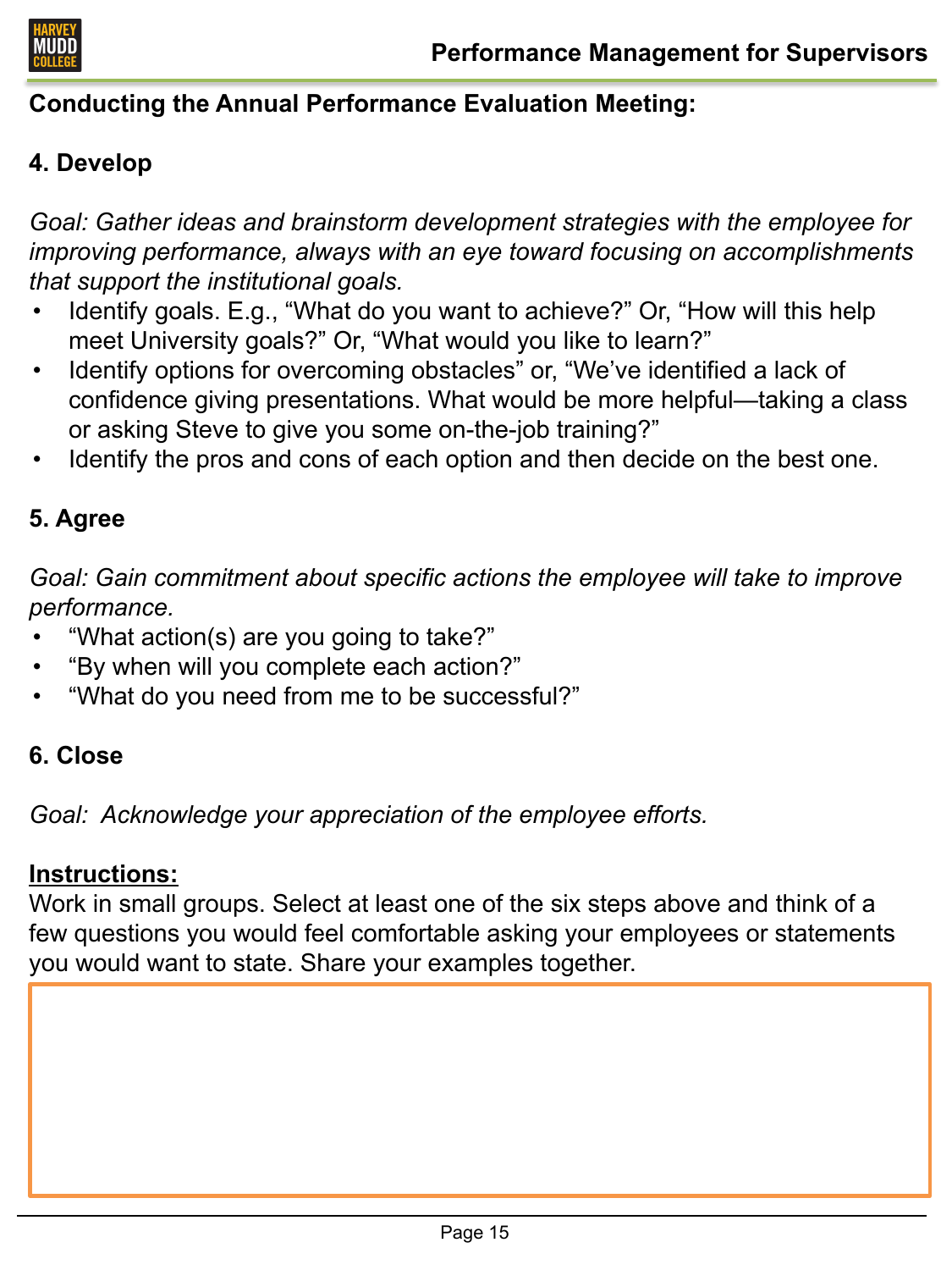## Conducting the Annual Performance Evaluation Meeting:

### 4. Develop

*Goal: Gather ideas and brainstorm development strategies with the employee for improving performance, always with an eye toward focusing on accomplishments that support the institutional goals.*

- Identify goals. E.g., “What do you want to achieve?” Or, “How will this help meet University goals?” Or, “What would you like to learn?”
- Identify options for overcoming obstacles” or, “We’ve identified a lack of confidence giving presentations. What would be more helpful—taking a class or asking Steve to give you some on-the-job training?”
- Identify the pros and cons of each option and then decide on the best one.

### 5. Agree

*Goal: Gain commitment about specific actions the employee will take to improve performance.*

- “What action(s) are you going to take?”
- “By when will you complete each action?”
- “What do you need from me to be successful?”

### 6. Close

*Goal: Acknowledge your appreciation of the employee efforts.*

<u>**Instructions:**</u>

Work in small groups. Select at least one of the six steps above and think of a few questions you would feel comfortable asking your employees or statements you would want to state. Share your examples together.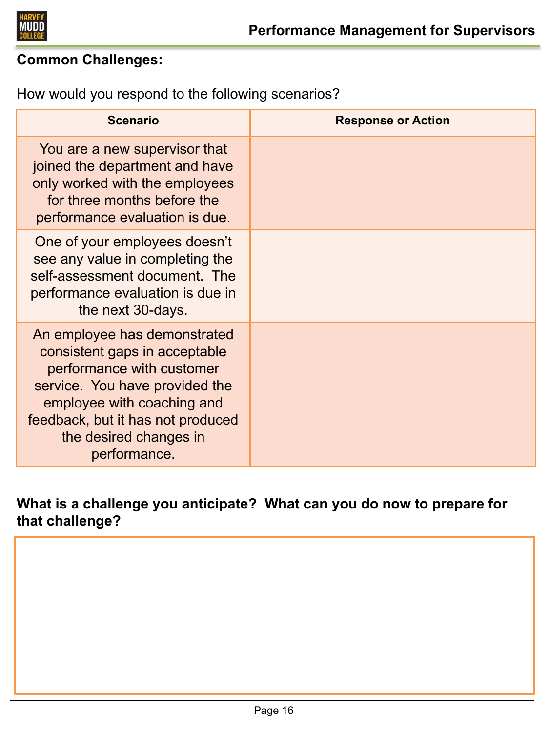**Common Challenges:**

How would you respond to the following scenarios?

| Scenario | Response or Action |
|---|---|
| You are a new supervisor that joined the department and have only worked with the employees for three months before the performance evaluation is due. | |
| One of your employees doesn't see any value in completing the self-assessment document. The performance evaluation is due in the next 30-days. | |
| An employee has demonstrated consistent gaps in acceptable performance with customer service. You have provided the employee with coaching and feedback, but it has not produced the desired changes in performance. | |

**What is a challenge you anticipate? What can you do now to prepare for that challenge?**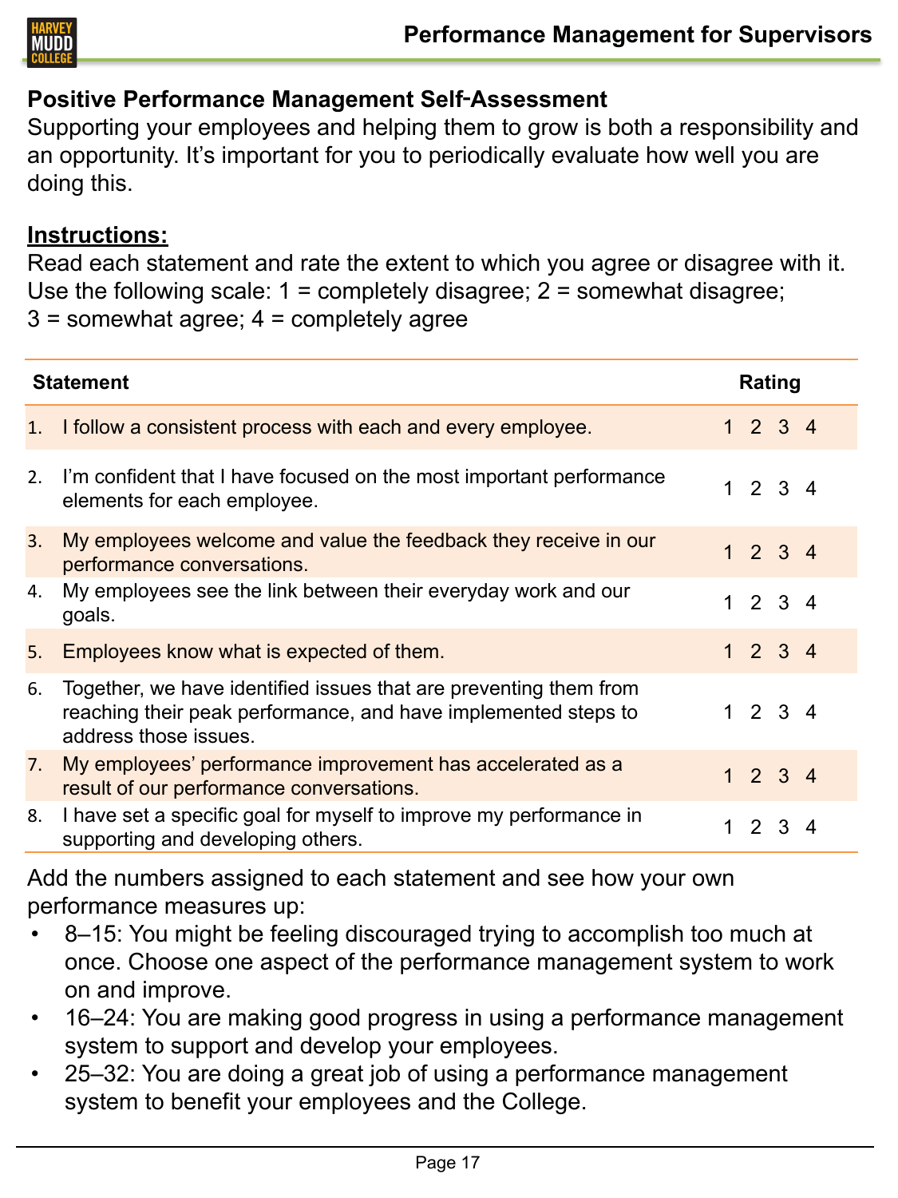## Positive Performance Management Self-Assessment

Supporting your employees and helping them to grow is both a responsibility and an opportunity. It's important for you to periodically evaluate how well you are doing this.

**Instructions:**

Read each statement and rate the extent to which you agree or disagree with it. Use the following scale: 1 = completely disagree; 2 = somewhat disagree; 3 = somewhat agree; 4 = completely agree

| Statement | Rating |
|---|---|
| 1. I follow a consistent process with each and every employee. | 1 2 3 4 |
| 2. I'm confident that I have focused on the most important performance elements for each employee. | 1 2 3 4 |
| 3. My employees welcome and value the feedback they receive in our performance conversations. | 1 2 3 4 |
| 4. My employees see the link between their everyday work and our goals. | 1 2 3 4 |
| 5. Employees know what is expected of them. | 1 2 3 4 |
| 6. Together, we have identified issues that are preventing them from reaching their peak performance, and have implemented steps to address those issues. | 1 2 3 4 |
| 7. My employees' performance improvement has accelerated as a result of our performance conversations. | 1 2 3 4 |
| 8. I have set a specific goal for myself to improve my performance in supporting and developing others. | 1 2 3 4 |

Add the numbers assigned to each statement and see how your own performance measures up:

- 8–15: You might be feeling discouraged trying to accomplish too much at once. Choose one aspect of the performance management system to work on and improve.
- 16–24: You are making good progress in using a performance management system to support and develop your employees.
- 25–32: You are doing a great job of using a performance management system to benefit your employees and the College.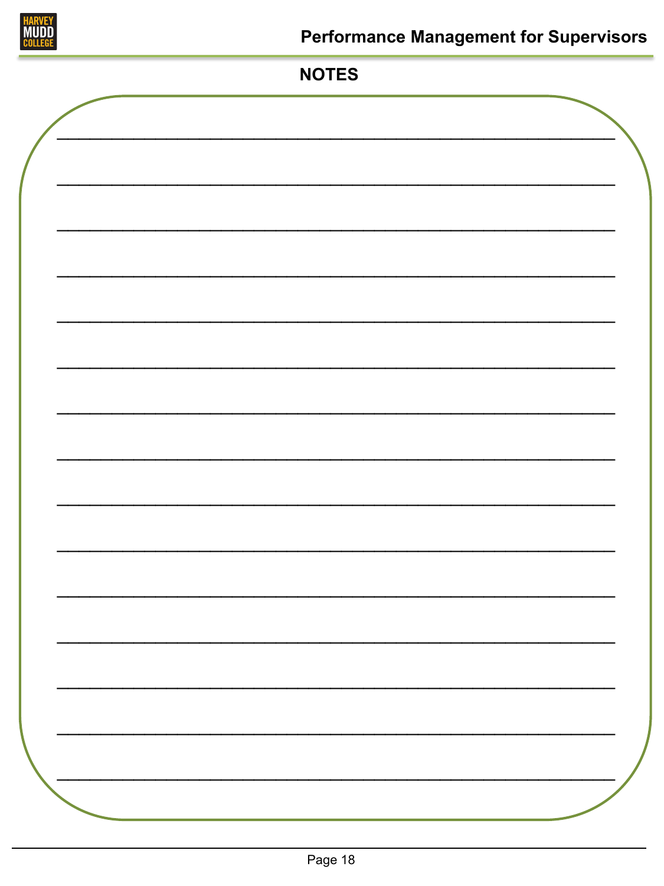## NOTES